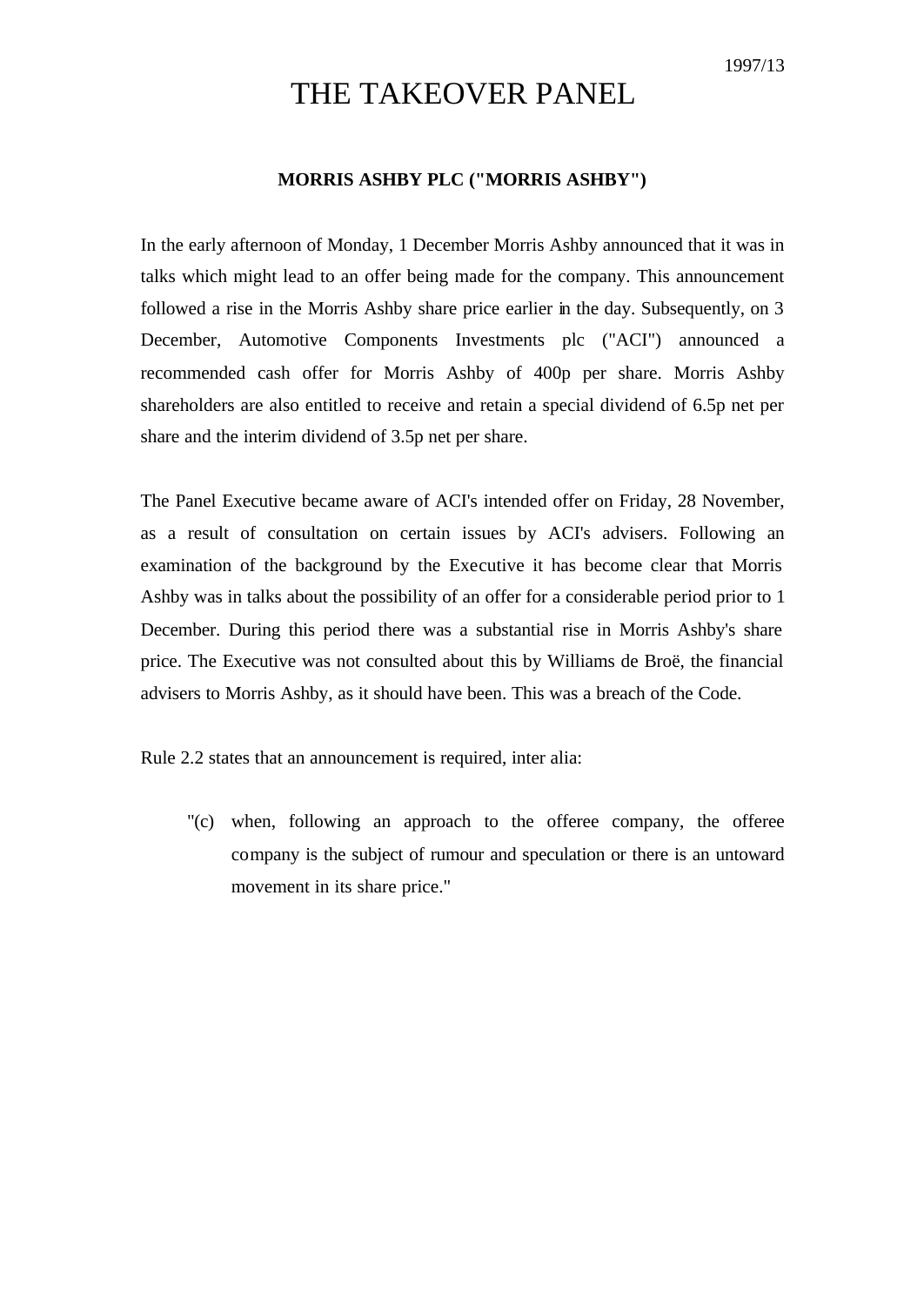1997/13

# THE TAKEOVER PANEL

**MORRIS ASHBY PLC ("MORRIS ASHBY")**

In the early afternoon of Monday, 1 December Morris Ashby announced that it was in talks which might lead to an offer being made for the company. This announcement followed a rise in the Morris Ashby share price earlier in the day. Subsequently, on 3 December, Automotive Components Investments plc ("ACI") announced a recommended cash offer for Morris Ashby of 400p per share. Morris Ashby shareholders are also entitled to receive and retain a special dividend of 6.5p net per share and the interim dividend of 3.5p net per share.

The Panel Executive became aware of ACI's intended offer on Friday, 28 November, as a result of consultation on certain issues by ACI's advisers. Following an examination of the background by the Executive it has become clear that Morris Ashby was in talks about the possibility of an offer for a considerable period prior to 1 December. During this period there was a substantial rise in Morris Ashby's share price. The Executive was not consulted about this by Williams de Broë, the financial advisers to Morris Ashby, as it should have been. This was a breach of the Code.

Rule 2.2 states that an announcement is required, inter alia:

> "(c) when, following an approach to the offeree company, the offeree company is the subject of rumour and speculation or there is an untoward movement in its share price."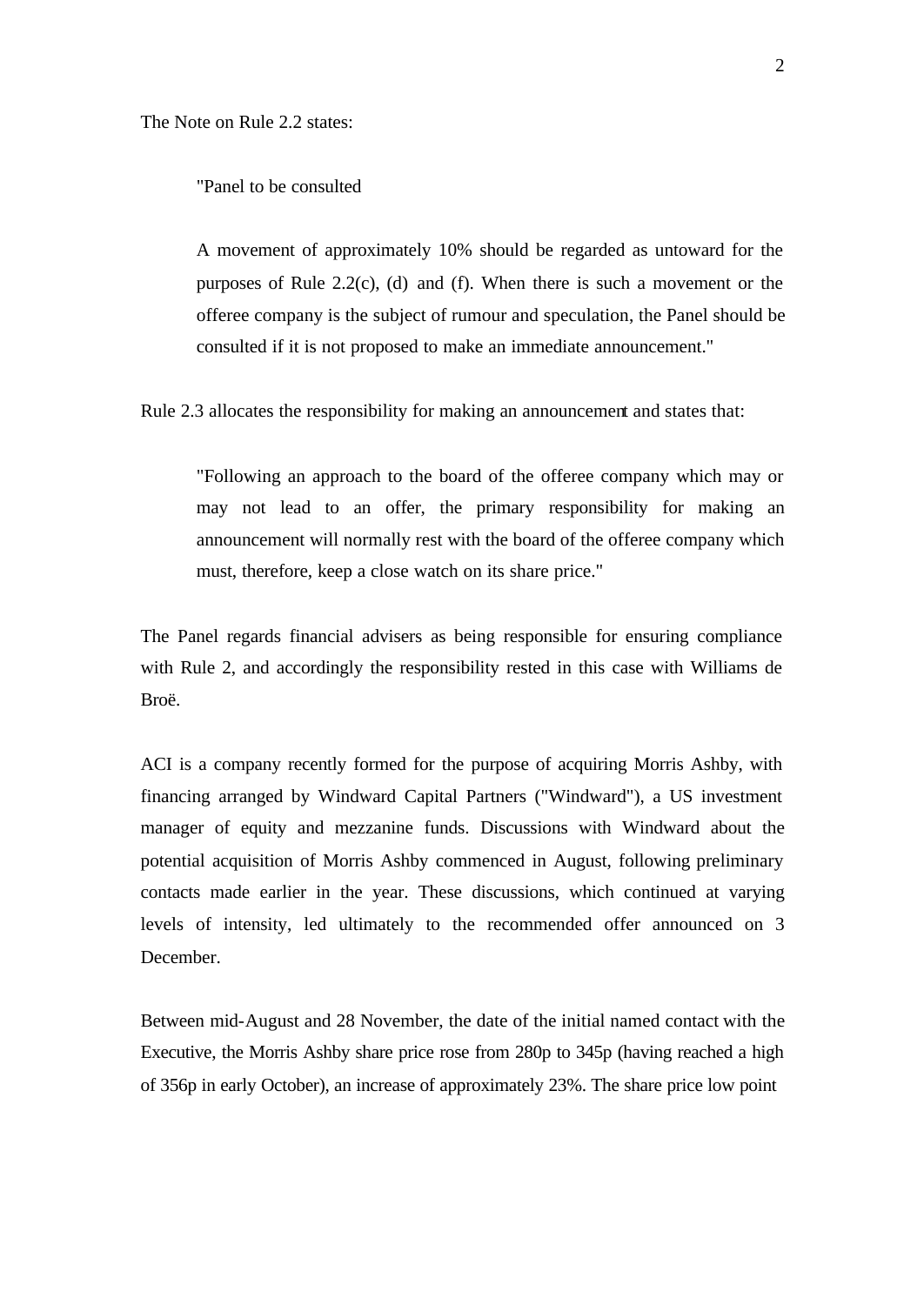The Note on Rule 2.2 states:

> "Panel to be consulted
>
> A movement of approximately 10% should be regarded as untoward for the purposes of Rule 2.2(c), (d) and (f). When there is such a movement or the offeree company is the subject of rumour and speculation, the Panel should be consulted if it is not proposed to make an immediate announcement."

Rule 2.3 allocates the responsibility for making an announcement and states that:

> "Following an approach to the board of the offeree company which may or may not lead to an offer, the primary responsibility for making an announcement will normally rest with the board of the offeree company which must, therefore, keep a close watch on its share price."

The Panel regards financial advisers as being responsible for ensuring compliance with Rule 2, and accordingly the responsibility rested in this case with Williams de Broë.

ACI is a company recently formed for the purpose of acquiring Morris Ashby, with financing arranged by Windward Capital Partners ("Windward"), a US investment manager of equity and mezzanine funds. Discussions with Windward about the potential acquisition of Morris Ashby commenced in August, following preliminary contacts made earlier in the year. These discussions, which continued at varying levels of intensity, led ultimately to the recommended offer announced on 3 December.

Between mid-August and 28 November, the date of the initial named contact with the Executive, the Morris Ashby share price rose from 280p to 345p (having reached a high of 356p in early October), an increase of approximately 23%. The share price low point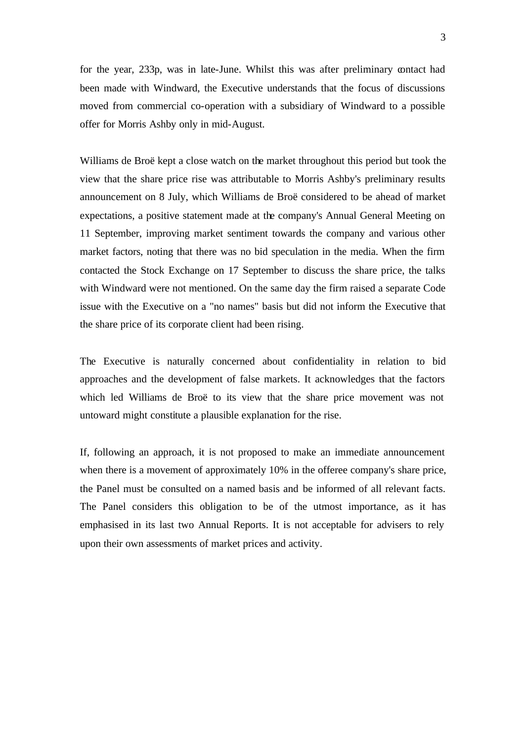for the year, 233p, was in late-June. Whilst this was after preliminary contact had been made with Windward, the Executive understands that the focus of discussions moved from commercial co-operation with a subsidiary of Windward to a possible offer for Morris Ashby only in mid-August.

Williams de Broë kept a close watch on the market throughout this period but took the view that the share price rise was attributable to Morris Ashby's preliminary results announcement on 8 July, which Williams de Broë considered to be ahead of market expectations, a positive statement made at the company's Annual General Meeting on 11 September, improving market sentiment towards the company and various other market factors, noting that there was no bid speculation in the media. When the firm contacted the Stock Exchange on 17 September to discuss the share price, the talks with Windward were not mentioned. On the same day the firm raised a separate Code issue with the Executive on a "no names" basis but did not inform the Executive that the share price of its corporate client had been rising.

The Executive is naturally concerned about confidentiality in relation to bid approaches and the development of false markets. It acknowledges that the factors which led Williams de Broë to its view that the share price movement was not untoward might constitute a plausible explanation for the rise.

If, following an approach, it is not proposed to make an immediate announcement when there is a movement of approximately 10% in the offeree company's share price, the Panel must be consulted on a named basis and be informed of all relevant facts. The Panel considers this obligation to be of the utmost importance, as it has emphasised in its last two Annual Reports. It is not acceptable for advisers to rely upon their own assessments of market prices and activity.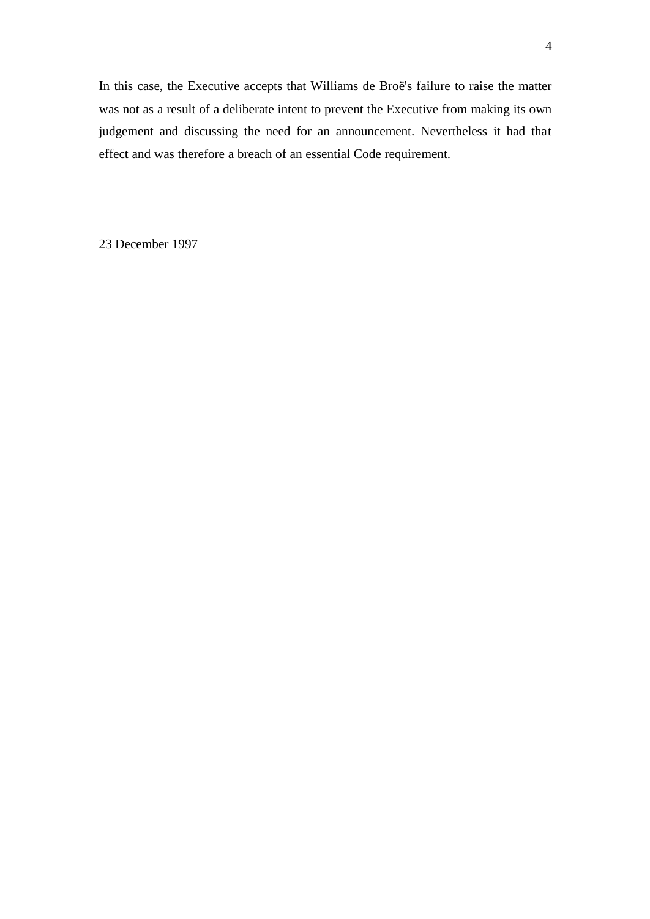In this case, the Executive accepts that Williams de Broë's failure to raise the matter was not as a result of a deliberate intent to prevent the Executive from making its own judgement and discussing the need for an announcement. Nevertheless it had that effect and was therefore a breach of an essential Code requirement.

23 December 1997